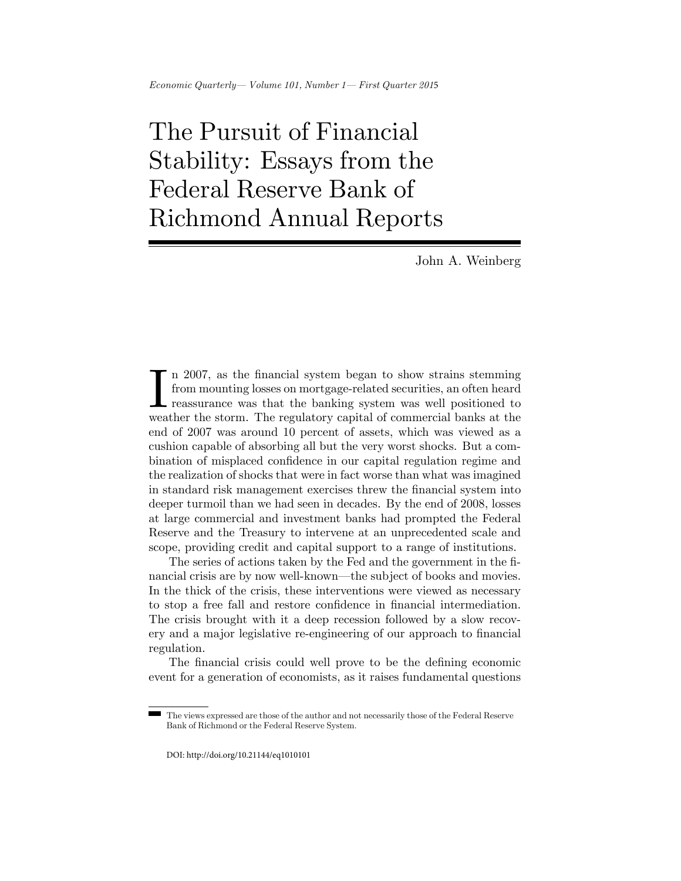# The Pursuit of Financial Stability: Essays from the Federal Reserve Bank of Richmond Annual Reports

John A. Weinberg

In 2007, as the financial system began to show strains stemming from mounting losses on mortgage-related securities, an often heard reassurance was that the banking system was well positioned to weather the storm. The regulatory capital of commercial banks at the end of 2007 was around 10 percent of assets, which was viewed as a cushion capable of absorbing all but the very worst shocks. But a combination of misplaced confidence in our capital regulation regime and the realization of shocks that were in fact worse than what was imagined in standard risk management exercises threw the financial system into deeper turmoil than we had seen in decades. By the end of 2008, losses at large commercial and investment banks had prompted the Federal Reserve and the Treasury to intervene at an unprecedented scale and scope, providing credit and capital support to a range of institutions.

The series of actions taken by the Fed and the government in the financial crisis are by now well-known—the subject of books and movies. In the thick of the crisis, these interventions were viewed as necessary to stop a free fall and restore confidence in financial intermediation. The crisis brought with it a deep recession followed by a slow recovery and a major legislative re-engineering of our approach to financial regulation.

The financial crisis could well prove to be the defining economic event for a generation of economists, as it raises fundamental questions

The views expressed are those of the author and not necessarily those of the Federal Reserve Bank of Richmond or the Federal Reserve System.

DOI: http://doi.org/10.21144/eq1010101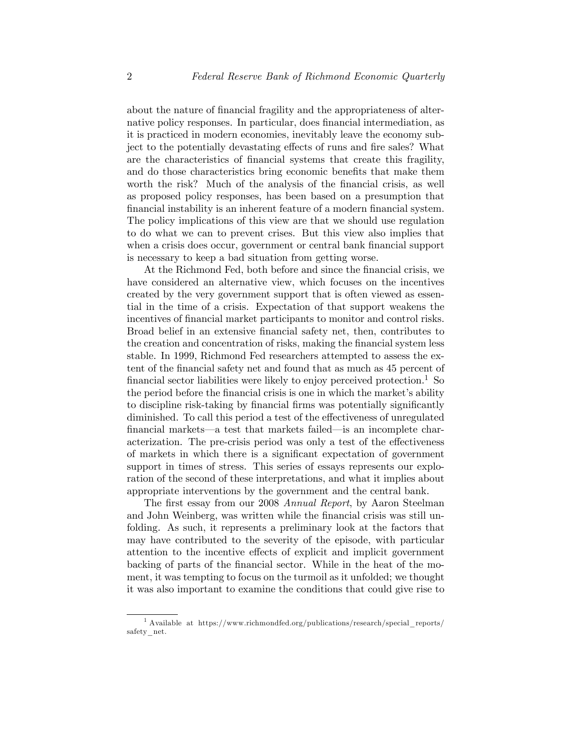about the nature of financial fragility and the appropriateness of alternative policy responses. In particular, does financial intermediation, as it is practiced in modern economies, inevitably leave the economy subject to the potentially devastating effects of runs and fire sales? What are the characteristics of financial systems that create this fragility, and do those characteristics bring economic benefits that make them worth the risk? Much of the analysis of the financial crisis, as well as proposed policy responses, has been based on a presumption that financial instability is an inherent feature of a modern financial system. The policy implications of this view are that we should use regulation to do what we can to prevent crises. But this view also implies that when a crisis does occur, government or central bank financial support is necessary to keep a bad situation from getting worse.

At the Richmond Fed, both before and since the financial crisis, we have considered an alternative view, which focuses on the incentives created by the very government support that is often viewed as essential in the time of a crisis. Expectation of that support weakens the incentives of financial market participants to monitor and control risks. Broad belief in an extensive financial safety net, then, contributes to the creation and concentration of risks, making the financial system less stable. In 1999, Richmond Fed researchers attempted to assess the extent of the financial safety net and found that as much as 45 percent of financial sector liabilities were likely to enjoy perceived protection.[1] So the period before the financial crisis is one in which the market's ability to discipline risk-taking by financial firms was potentially significantly diminished. To call this period a test of the effectiveness of unregulated financial markets—a test that markets failed—is an incomplete characterization. The pre-crisis period was only a test of the effectiveness of markets in which there is a significant expectation of government support in times of stress. This series of essays represents our exploration of the second of these interpretations, and what it implies about appropriate interventions by the government and the central bank.

The first essay from our 2008 *Annual Report*, by Aaron Steelman and John Weinberg, was written while the financial crisis was still unfolding. As such, it represents a preliminary look at the factors that may have contributed to the severity of the episode, with particular attention to the incentive effects of explicit and implicit government backing of parts of the financial sector. While in the heat of the moment, it was tempting to focus on the turmoil as it unfolded; we thought it was also important to examine the conditions that could give rise to

[1] Available at https://www.richmondfed.org/publications/research/special_reports/safety_net.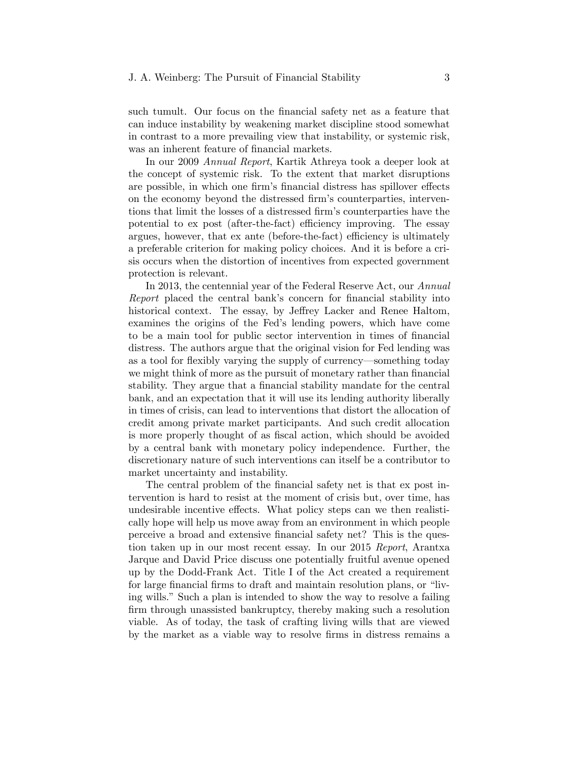such tumult. Our focus on the financial safety net as a feature that can induce instability by weakening market discipline stood somewhat in contrast to a more prevailing view that instability, or systemic risk, was an inherent feature of financial markets.

In our 2009 *Annual Report*, Kartik Athreya took a deeper look at the concept of systemic risk. To the extent that market disruptions are possible, in which one firm's financial distress has spillover effects on the economy beyond the distressed firm's counterparties, interventions that limit the losses of a distressed firm's counterparties have the potential to ex post (after-the-fact) efficiency improving. The essay argues, however, that ex ante (before-the-fact) efficiency is ultimately a preferable criterion for making policy choices. And it is before a crisis occurs when the distortion of incentives from expected government protection is relevant.

In 2013, the centennial year of the Federal Reserve Act, our *Annual Report* placed the central bank's concern for financial stability into historical context. The essay, by Jeffrey Lacker and Renee Haltom, examines the origins of the Fed's lending powers, which have come to be a main tool for public sector intervention in times of financial distress. The authors argue that the original vision for Fed lending was as a tool for flexibly varying the supply of currency—something today we might think of more as the pursuit of monetary rather than financial stability. They argue that a financial stability mandate for the central bank, and an expectation that it will use its lending authority liberally in times of crisis, can lead to interventions that distort the allocation of credit among private market participants. And such credit allocation is more properly thought of as fiscal action, which should be avoided by a central bank with monetary policy independence. Further, the discretionary nature of such interventions can itself be a contributor to market uncertainty and instability.

The central problem of the financial safety net is that ex post intervention is hard to resist at the moment of crisis but, over time, has undesirable incentive effects. What policy steps can we then realistically hope will help us move away from an environment in which people perceive a broad and extensive financial safety net? This is the question taken up in our most recent essay. In our 2015 *Report*, Arantxa Jarque and David Price discuss one potentially fruitful avenue opened up by the Dodd-Frank Act. Title I of the Act created a requirement for large financial firms to draft and maintain resolution plans, or "living wills." Such a plan is intended to show the way to resolve a failing firm through unassisted bankruptcy, thereby making such a resolution viable. As of today, the task of crafting living wills that are viewed by the market as a viable way to resolve firms in distress remains a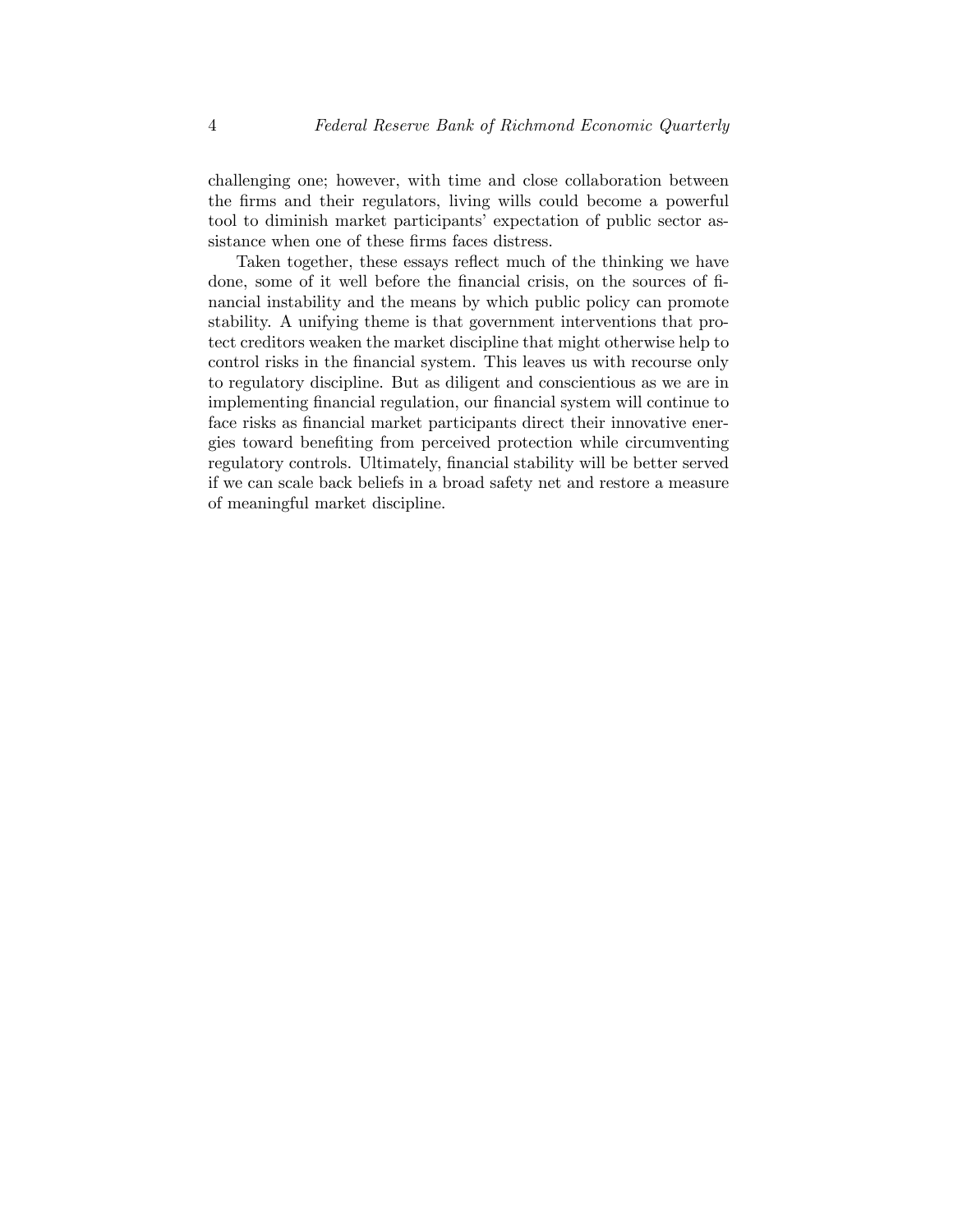challenging one; however, with time and close collaboration between the firms and their regulators, living wills could become a powerful tool to diminish market participants' expectation of public sector assistance when one of these firms faces distress.

Taken together, these essays reflect much of the thinking we have done, some of it well before the financial crisis, on the sources of financial instability and the means by which public policy can promote stability. A unifying theme is that government interventions that protect creditors weaken the market discipline that might otherwise help to control risks in the financial system. This leaves us with recourse only to regulatory discipline. But as diligent and conscientious as we are in implementing financial regulation, our financial system will continue to face risks as financial market participants direct their innovative energies toward benefiting from perceived protection while circumventing regulatory controls. Ultimately, financial stability will be better served if we can scale back beliefs in a broad safety net and restore a measure of meaningful market discipline.